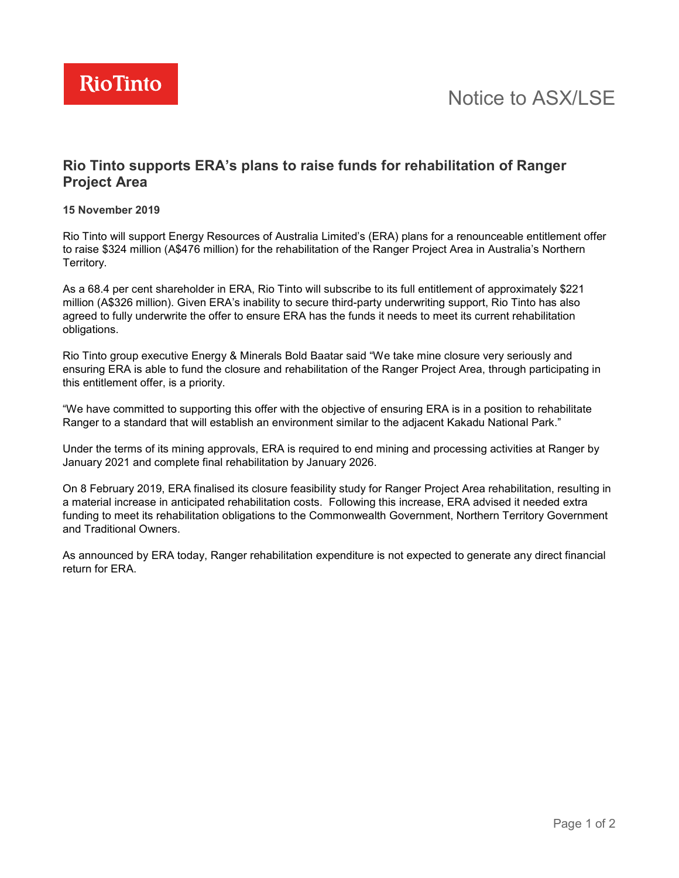Rio Tinto

Notice to ASX/LSE

## Rio Tinto supports ERA's plans to raise funds for rehabilitation of Ranger Project Area

**15 November 2019**

Rio Tinto will support Energy Resources of Australia Limited's (ERA) plans for a renounceable entitlement offer to raise $324 million (A$476 million) for the rehabilitation of the Ranger Project Area in Australia's Northern Territory.

As a 68.4 per cent shareholder in ERA, Rio Tinto will subscribe to its full entitlement of approximately $221 million (A$326 million). Given ERA's inability to secure third-party underwriting support, Rio Tinto has also agreed to fully underwrite the offer to ensure ERA has the funds it needs to meet its current rehabilitation obligations.

Rio Tinto group executive Energy & Minerals Bold Baatar said "We take mine closure very seriously and ensuring ERA is able to fund the closure and rehabilitation of the Ranger Project Area, through participating in this entitlement offer, is a priority.

"We have committed to supporting this offer with the objective of ensuring ERA is in a position to rehabilitate Ranger to a standard that will establish an environment similar to the adjacent Kakadu National Park."

Under the terms of its mining approvals, ERA is required to end mining and processing activities at Ranger by January 2021 and complete final rehabilitation by January 2026.

On 8 February 2019, ERA finalised its closure feasibility study for Ranger Project Area rehabilitation, resulting in a material increase in anticipated rehabilitation costs. Following this increase, ERA advised it needed extra funding to meet its rehabilitation obligations to the Commonwealth Government, Northern Territory Government and Traditional Owners.

As announced by ERA today, Ranger rehabilitation expenditure is not expected to generate any direct financial return for ERA.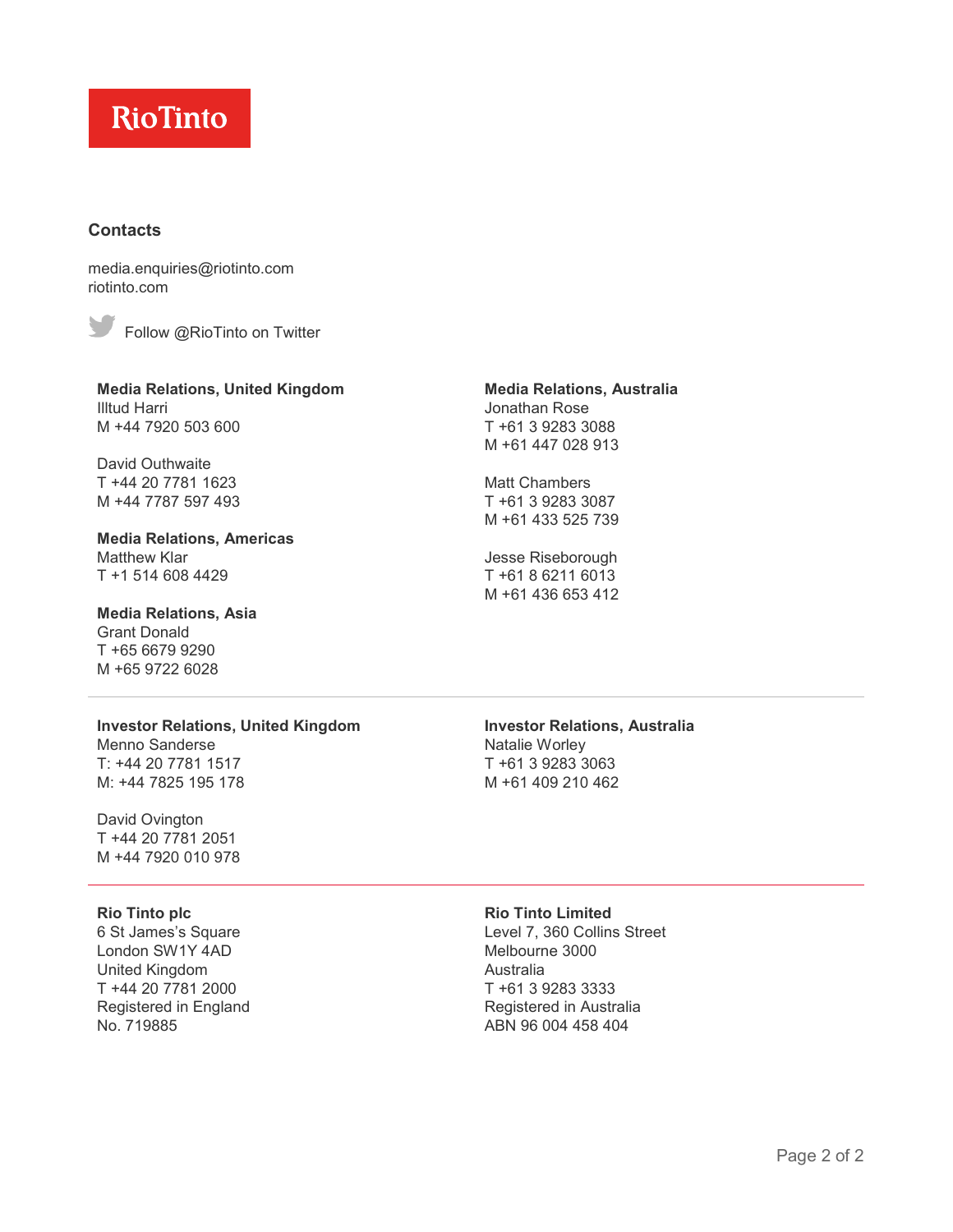## Contacts

media.enquiries@riotinto.com
riotinto.com

Follow @RioTinto on Twitter

**Media Relations, United Kingdom**
Illtud Harri
M +44 7920 503 600

David Outhwaite
T +44 20 7781 1623
M +44 7787 597 493

**Media Relations, Americas**
Matthew Klar
T +1 514 608 4429

**Media Relations, Asia**
Grant Donald
T +65 6679 9290
M +65 9722 6028

**Media Relations, Australia**
Jonathan Rose
T +61 3 9283 3088
M +61 447 028 913

Matt Chambers
T +61 3 9283 3087
M +61 433 525 739

Jesse Riseborough
T +61 8 6211 6013
M +61 436 653 412

---

**Investor Relations, United Kingdom**
Menno Sanderse
T: +44 20 7781 1517
M: +44 7825 195 178

David Ovington
T +44 20 7781 2051
M +44 7920 010 978

**Investor Relations, Australia**
Natalie Worley
T +61 3 9283 3063
M +61 409 210 462

---

**Rio Tinto plc**
6 St James's Square
London SW1Y 4AD
United Kingdom
T +44 20 7781 2000
Registered in England
No. 719885

**Rio Tinto Limited**
Level 7, 360 Collins Street
Melbourne 3000
Australia
T +61 3 9283 3333
Registered in Australia
ABN 96 004 458 404